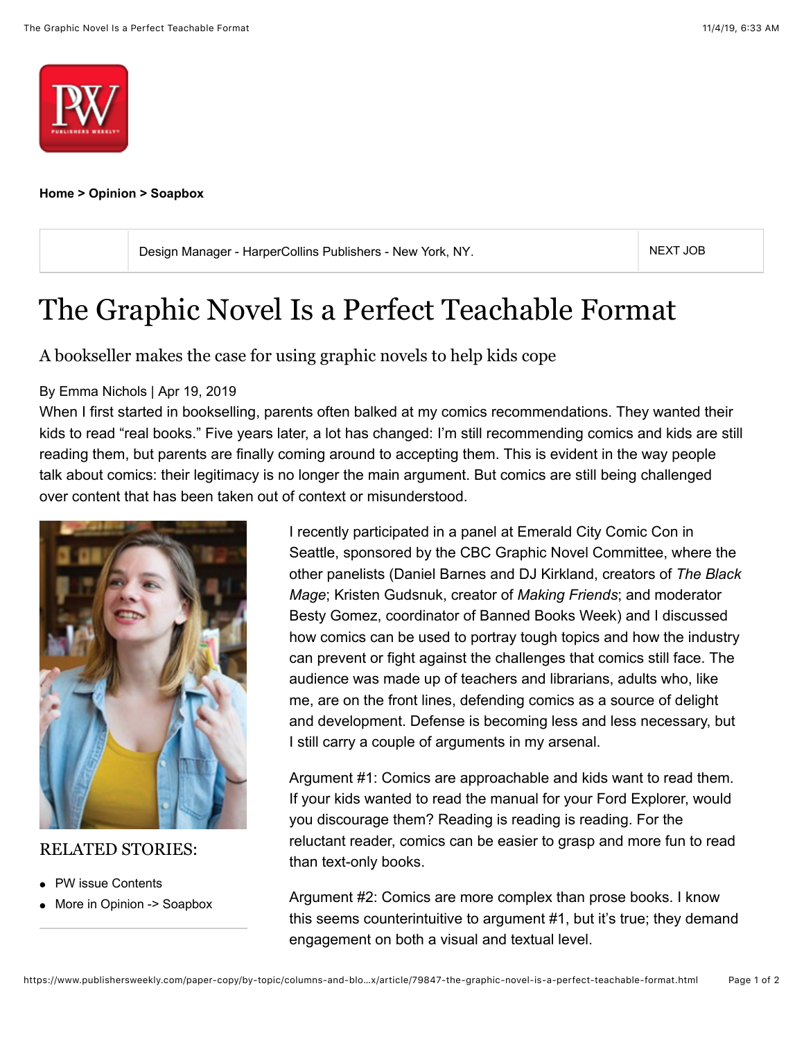Home > Opinion > Soapbox

Design Manager - HarperCollins Publishers - New York, NY. NEXT JOB

# The Graphic Novel Is a Perfect Teachable Format

## A bookseller makes the case for using graphic novels to help kids cope

By Emma Nichols | Apr 19, 2019

When I first started in bookselling, parents often balked at my comics recommendations. They wanted their kids to read "real books." Five years later, a lot has changed: I'm still recommending comics and kids are still reading them, but parents are finally coming around to accepting them. This is evident in the way people talk about comics: their legitimacy is no longer the main argument. But comics are still being challenged over content that has been taken out of context or misunderstood.

### RELATED STORIES:

- PW issue Contents
- More in Opinion -> Soapbox

I recently participated in a panel at Emerald City Comic Con in Seattle, sponsored by the CBC Graphic Novel Committee, where the other panelists (Daniel Barnes and DJ Kirkland, creators of *The Black Mage*; Kristen Gudsnuk, creator of *Making Friends*; and moderator Besty Gomez, coordinator of Banned Books Week) and I discussed how comics can be used to portray tough topics and how the industry can prevent or fight against the challenges that comics still face. The audience was made up of teachers and librarians, adults who, like me, are on the front lines, defending comics as a source of delight and development. Defense is becoming less and less necessary, but I still carry a couple of arguments in my arsenal.

Argument #1: Comics are approachable and kids want to read them. If your kids wanted to read the manual for your Ford Explorer, would you discourage them? Reading is reading is reading. For the reluctant reader, comics can be easier to grasp and more fun to read than text-only books.

Argument #2: Comics are more complex than prose books. I know this seems counterintuitive to argument #1, but it's true; they demand engagement on both a visual and textual level.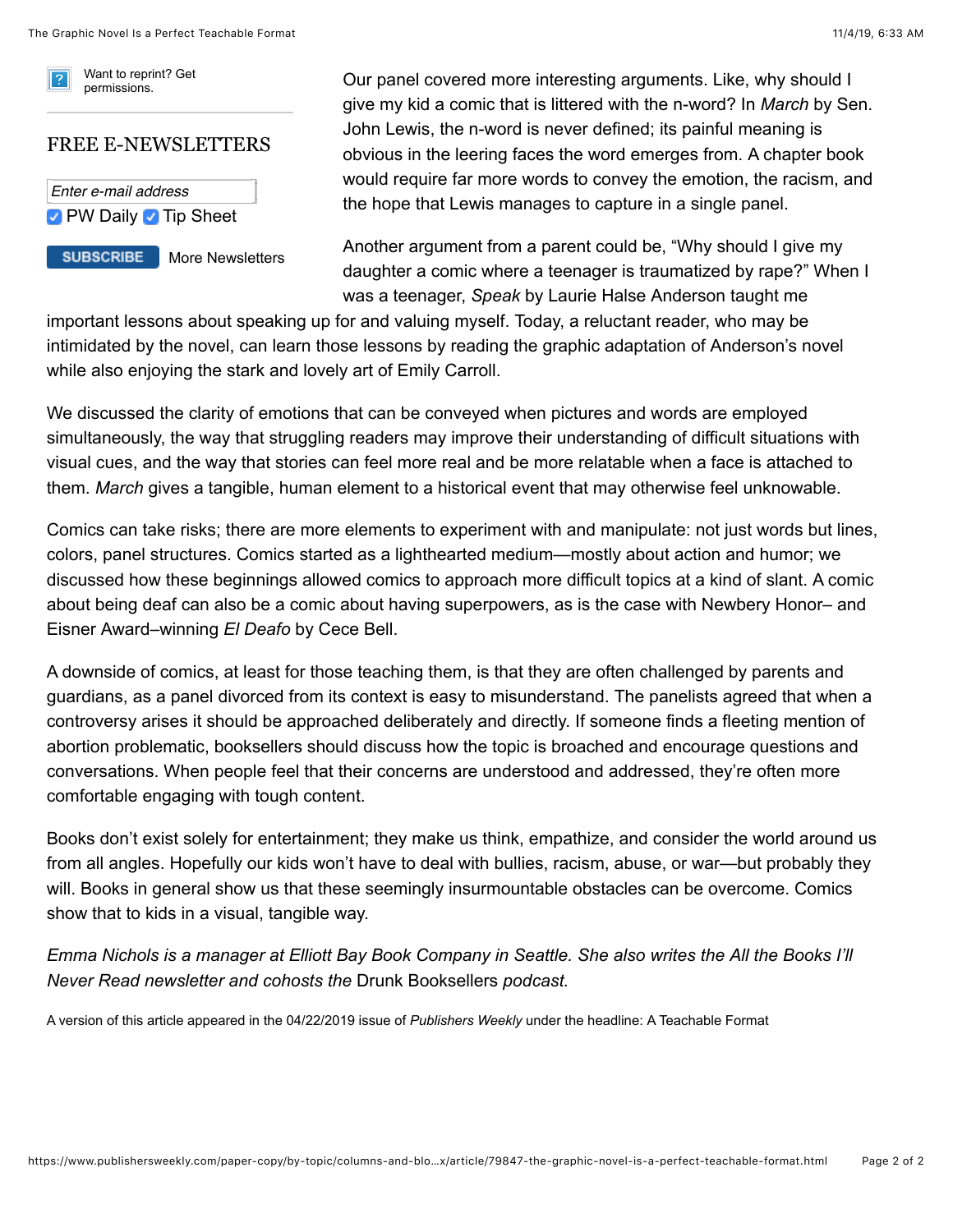Our panel covered more interesting arguments. Like, why should I give my kid a comic that is littered with the n-word? In *March* by Sen. John Lewis, the n-word is never defined; its painful meaning is obvious in the leering faces the word emerges from. A chapter book would require far more words to convey the emotion, the racism, and the hope that Lewis manages to capture in a single panel.

Another argument from a parent could be, “Why should I give my daughter a comic where a teenager is traumatized by rape?” When I was a teenager, *Speak* by Laurie Halse Anderson taught me important lessons about speaking up for and valuing myself. Today, a reluctant reader, who may be intimidated by the novel, can learn those lessons by reading the graphic adaptation of Anderson’s novel while also enjoying the stark and lovely art of Emily Carroll.

We discussed the clarity of emotions that can be conveyed when pictures and words are employed simultaneously, the way that struggling readers may improve their understanding of difficult situations with visual cues, and the way that stories can feel more real and be more relatable when a face is attached to them. *March* gives a tangible, human element to a historical event that may otherwise feel unknowable.

Comics can take risks; there are more elements to experiment with and manipulate: not just words but lines, colors, panel structures. Comics started as a lighthearted medium—mostly about action and humor; we discussed how these beginnings allowed comics to approach more difficult topics at a kind of slant. A comic about being deaf can also be a comic about having superpowers, as is the case with Newbery Honor– and Eisner Award–winning *El Deafo* by Cece Bell.

A downside of comics, at least for those teaching them, is that they are often challenged by parents and guardians, as a panel divorced from its context is easy to misunderstand. The panelists agreed that when a controversy arises it should be approached deliberately and directly. If someone finds a fleeting mention of abortion problematic, booksellers should discuss how the topic is broached and encourage questions and conversations. When people feel that their concerns are understood and addressed, they’re often more comfortable engaging with tough content.

Books don’t exist solely for entertainment; they make us think, empathize, and consider the world around us from all angles. Hopefully our kids won’t have to deal with bullies, racism, abuse, or war—but probably they will. Books in general show us that these seemingly insurmountable obstacles can be overcome. Comics show that to kids in a visual, tangible way.

*Emma Nichols is a manager at Elliott Bay Book Company in Seattle. She also writes the All the Books I’ll Never Read newsletter and cohosts the* Drunk Booksellers *podcast.*

A version of this article appeared in the 04/22/2019 issue of *Publishers Weekly* under the headline: A Teachable Format